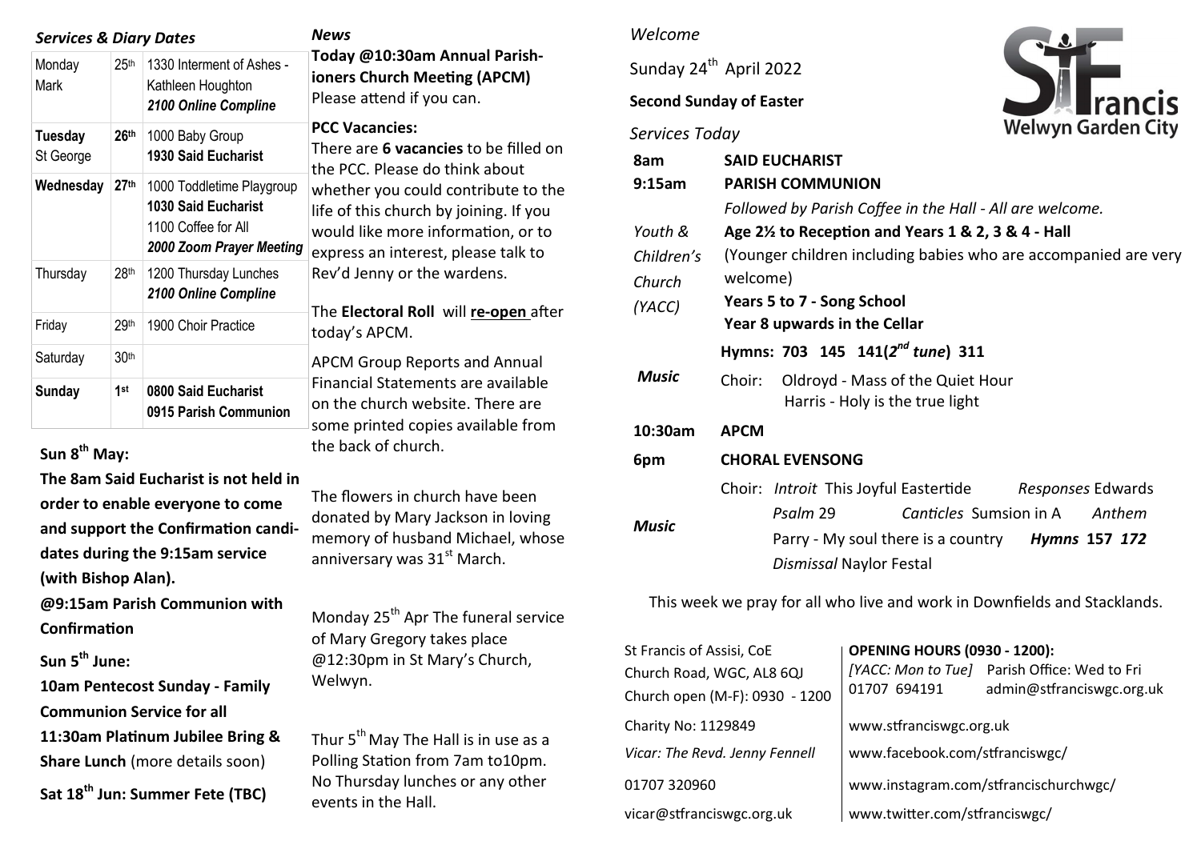### *Services & Diary Dates*

| | | |
|---|---|---|
| Monday Mark | 25th | 1330 Interment of Ashes - Kathleen Houghton ***2100 Online Compline*** |
| **Tuesday** St George | **26th** | 1000 Baby Group **1930 Said Eucharist** |
| **Wednesday** | **27th** | 1000 Toddletime Playgroup **1030 Said Eucharist** 1100 Coffee for All ***2000 Zoom Prayer Meeting*** |
| Thursday | 28th | 1200 Thursday Lunches ***2100 Online Compline*** |
| Friday | 29th | 1900 Choir Practice |
| Saturday | 30th | |
| **Sunday** | **1st** | **0800 Said Eucharist 0915 Parish Communion** |

**Sun 8th May:**

**The 8am Said Eucharist is not held in order to enable everyone to come and support the Confirmation candidates during the 9:15am service (with Bishop Alan).**

**@9:15am Parish Communion with Confirmation**

**Sun 5th June:**

**10am Pentecost Sunday - Family Communion Service for all**

**11:30am Platinum Jubilee Bring & Share Lunch** (more details soon)

**Sat 18th Jun: Summer Fete (TBC)**

### *News*

**Today @10:30am Annual Parishioners Church Meeting (APCM)** Please attend if you can.

**PCC Vacancies:**
There are **6 vacancies** to be filled on the PCC. Please do think about whether you could contribute to the life of this church by joining. If you would like more information, or to express an interest, please talk to Rev'd Jenny or the wardens.

The **Electoral Roll** will **re-open** after today's APCM.

APCM Group Reports and Annual Financial Statements are available on the church website. There are some printed copies available from the back of church.

The flowers in church have been donated by Mary Jackson in loving memory of husband Michael, whose anniversary was 31st March.

Monday 25th Apr The funeral service of Mary Gregory takes place @12:30pm in St Mary's Church, Welwyn.

Thur 5th May The Hall is in use as a Polling Station from 7am to10pm. No Thursday lunches or any other events in the Hall.

*Welcome*

Sunday 24th April 2022

**Second Sunday of Easter**

St Francis Welwyn Garden City

*Services Today*

| | |
|---|---|
| **8am** | **SAID EUCHARIST** |
| **9:15am** | **PARISH COMMUNION** *Followed by Parish Coffee in the Hall - All are welcome.* |
| *Youth & Children's Church (YACC)* | **Age 2½ to Reception and Years 1 & 2, 3 & 4 - Hall** (Younger children including babies who are accompanied are very welcome) **Years 5 to 7 - Song School** **Year 8 upwards in the Cellar** |
| | **Hymns: 703 145 141(2nd tune) 311** |
| ***Music*** | Choir: Oldroyd - Mass of the Quiet Hour; Harris - Holy is the true light |
| **10:30am** | **APCM** |
| **6pm** | **CHORAL EVENSONG** |
| ***Music*** | Choir: *Introit* This Joyful Eastertide *Responses* Edwards *Psalm* 29 *Canticles* Sumsion in A *Anthem* Parry - My soul there is a country ***Hymns* 157 *172*** *Dismissal* Naylor Festal |

This week we pray for all who live and work in Downfields and Stacklands.

| | |
|---|---|
| St Francis of Assisi, CoE Church Road, WGC, AL8 6QJ Church open (M-F): 0930 - 1200 | **OPENING HOURS (0930 - 1200):** *[YACC: Mon to Tue]* Parish Office: Wed to Fri 01707 694191 admin@stfranciswgc.org.uk |
| Charity No: 1129849 | www.stfranciswgc.org.uk |
| *Vicar: The Revd. Jenny Fennell* | www.facebook.com/stfranciswgc/ |
| 01707 320960 | www.instagram.com/stfrancischurchwgc/ |
| vicar@stfranciswgc.org.uk | www.twitter.com/stfranciswgc/ |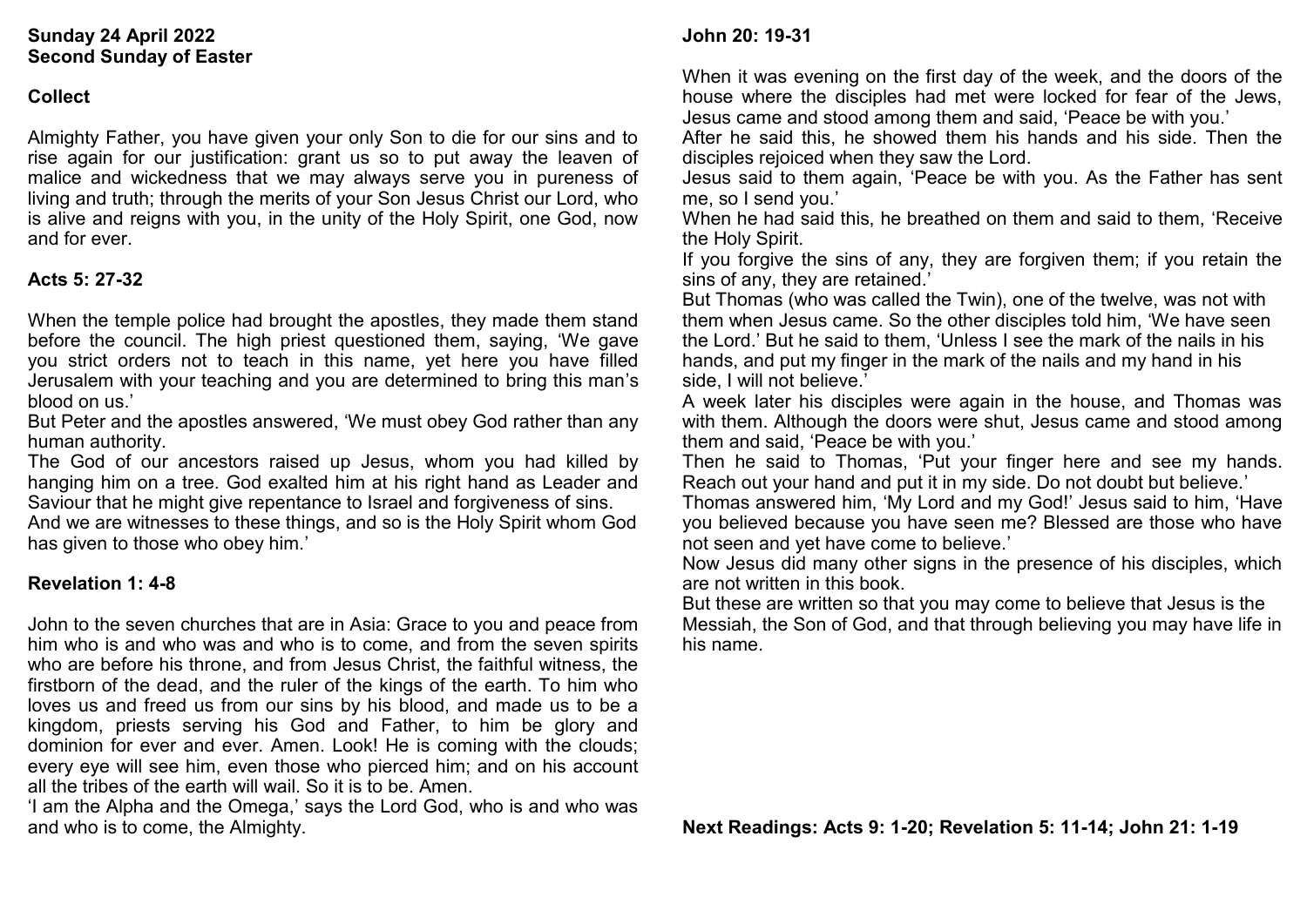**Sunday 24 April 2022**
**Second Sunday of Easter**

**Collect**

Almighty Father, you have given your only Son to die for our sins and to rise again for our justification: grant us so to put away the leaven of malice and wickedness that we may always serve you in pureness of living and truth; through the merits of your Son Jesus Christ our Lord, who is alive and reigns with you, in the unity of the Holy Spirit, one God, now and for ever.

**Acts 5: 27-32**

When the temple police had brought the apostles, they made them stand before the council. The high priest questioned them, saying, 'We gave you strict orders not to teach in this name, yet here you have filled Jerusalem with your teaching and you are determined to bring this man's blood on us.'
But Peter and the apostles answered, 'We must obey God rather than any human authority.
The God of our ancestors raised up Jesus, whom you had killed by hanging him on a tree. God exalted him at his right hand as Leader and Saviour that he might give repentance to Israel and forgiveness of sins.
And we are witnesses to these things, and so is the Holy Spirit whom God has given to those who obey him.'

**Revelation 1: 4-8**

John to the seven churches that are in Asia: Grace to you and peace from him who is and who was and who is to come, and from the seven spirits who are before his throne, and from Jesus Christ, the faithful witness, the firstborn of the dead, and the ruler of the kings of the earth. To him who loves us and freed us from our sins by his blood, and made us to be a kingdom, priests serving his God and Father, to him be glory and dominion for ever and ever. Amen. Look! He is coming with the clouds; every eye will see him, even those who pierced him; and on his account all the tribes of the earth will wail. So it is to be. Amen.
'I am the Alpha and the Omega,' says the Lord God, who is and who was and who is to come, the Almighty.

**John 20: 19-31**

When it was evening on the first day of the week, and the doors of the house where the disciples had met were locked for fear of the Jews, Jesus came and stood among them and said, 'Peace be with you.'
After he said this, he showed them his hands and his side. Then the disciples rejoiced when they saw the Lord.
Jesus said to them again, 'Peace be with you. As the Father has sent me, so I send you.'
When he had said this, he breathed on them and said to them, 'Receive the Holy Spirit.
If you forgive the sins of any, they are forgiven them; if you retain the sins of any, they are retained.'
But Thomas (who was called the Twin), one of the twelve, was not with them when Jesus came. So the other disciples told him, 'We have seen the Lord.' But he said to them, 'Unless I see the mark of the nails in his hands, and put my finger in the mark of the nails and my hand in his side, I will not believe.'
A week later his disciples were again in the house, and Thomas was with them. Although the doors were shut, Jesus came and stood among them and said, 'Peace be with you.'
Then he said to Thomas, 'Put your finger here and see my hands. Reach out your hand and put it in my side. Do not doubt but believe.'
Thomas answered him, 'My Lord and my God!' Jesus said to him, 'Have you believed because you have seen me? Blessed are those who have not seen and yet have come to believe.'
Now Jesus did many other signs in the presence of his disciples, which are not written in this book.
But these are written so that you may come to believe that Jesus is the Messiah, the Son of God, and that through believing you may have life in his name.

**Next Readings: Acts 9: 1-20; Revelation 5: 11-14; John 21: 1-19**